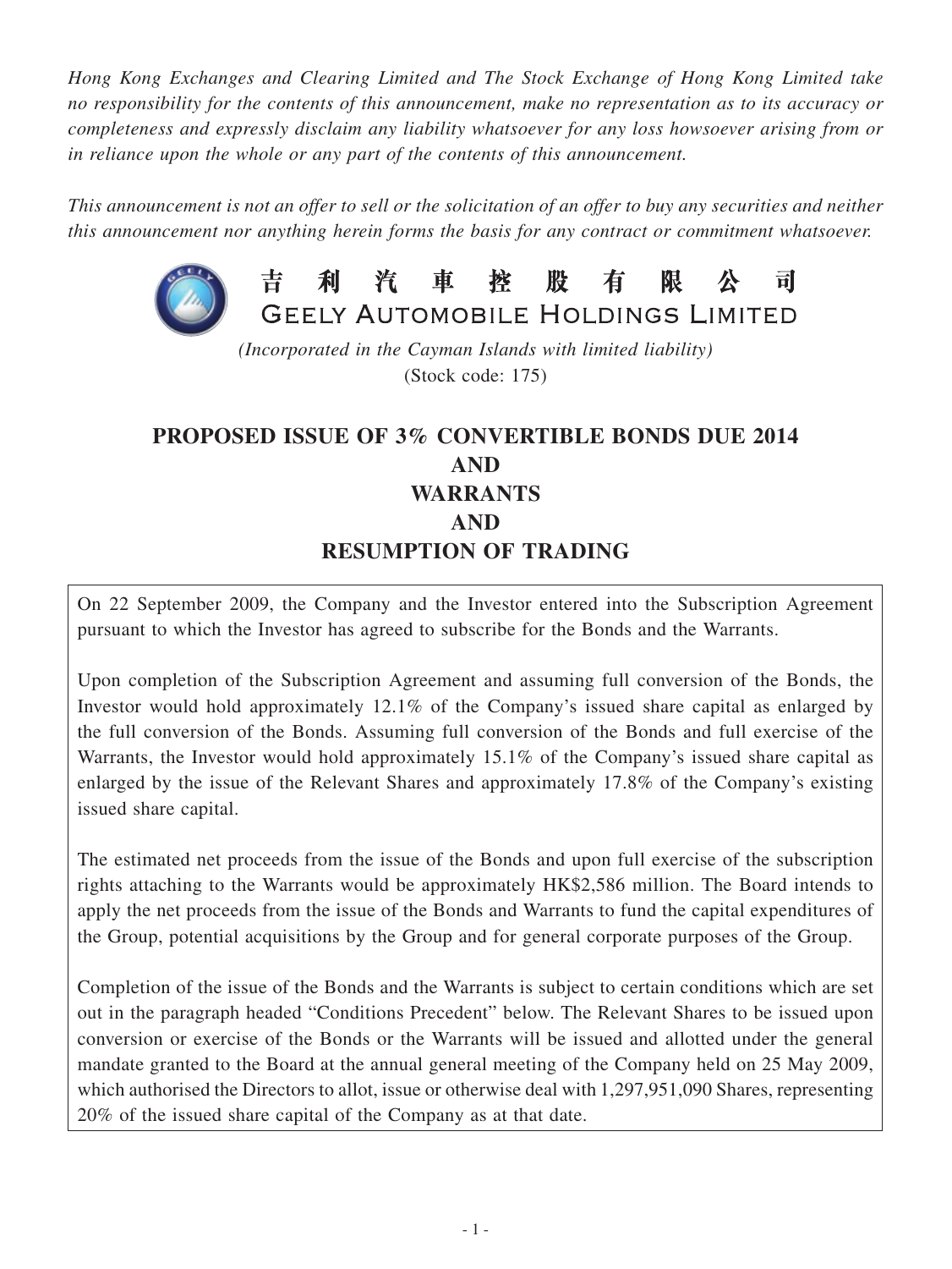*Hong Kong Exchanges and Clearing Limited and The Stock Exchange of Hong Kong Limited take no responsibility for the contents of this announcement, make no representation as to its accuracy or completeness and expressly disclaim any liability whatsoever for any loss howsoever arising from or in reliance upon the whole or any part of the contents of this announcement.*

*This announcement is not an offer to sell or the solicitation of an offer to buy any securities and neither this announcement nor anything herein forms the basis for any contract or commitment whatsoever.*

# 吉利汽車控股有限公司
# GEELY AUTOMOBILE HOLDINGS LIMITED

*(Incorporated in the Cayman Islands with limited liability)*
(Stock code: 175)

## PROPOSED ISSUE OF 3% CONVERTIBLE BONDS DUE 2014 AND WARRANTS AND RESUMPTION OF TRADING

On 22 September 2009, the Company and the Investor entered into the Subscription Agreement pursuant to which the Investor has agreed to subscribe for the Bonds and the Warrants.

Upon completion of the Subscription Agreement and assuming full conversion of the Bonds, the Investor would hold approximately 12.1% of the Company's issued share capital as enlarged by the full conversion of the Bonds. Assuming full conversion of the Bonds and full exercise of the Warrants, the Investor would hold approximately 15.1% of the Company's issued share capital as enlarged by the issue of the Relevant Shares and approximately 17.8% of the Company's existing issued share capital.

The estimated net proceeds from the issue of the Bonds and upon full exercise of the subscription rights attaching to the Warrants would be approximately HK$2,586 million. The Board intends to apply the net proceeds from the issue of the Bonds and Warrants to fund the capital expenditures of the Group, potential acquisitions by the Group and for general corporate purposes of the Group.

Completion of the issue of the Bonds and the Warrants is subject to certain conditions which are set out in the paragraph headed "Conditions Precedent" below. The Relevant Shares to be issued upon conversion or exercise of the Bonds or the Warrants will be issued and allotted under the general mandate granted to the Board at the annual general meeting of the Company held on 25 May 2009, which authorised the Directors to allot, issue or otherwise deal with 1,297,951,090 Shares, representing 20% of the issued share capital of the Company as at that date.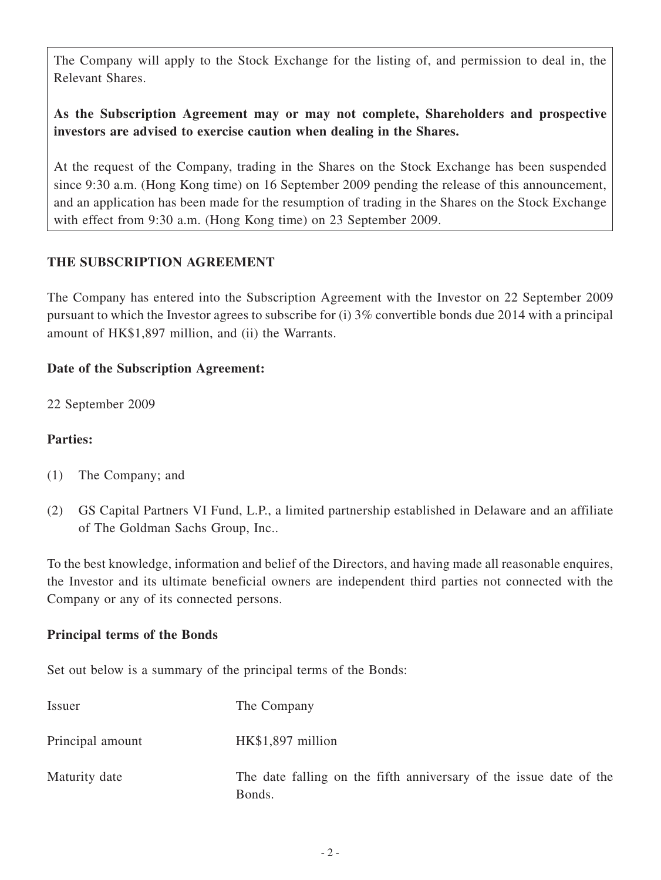The Company will apply to the Stock Exchange for the listing of, and permission to deal in, the Relevant Shares.

**As the Subscription Agreement may or may not complete, Shareholders and prospective investors are advised to exercise caution when dealing in the Shares.**

At the request of the Company, trading in the Shares on the Stock Exchange has been suspended since 9:30 a.m. (Hong Kong time) on 16 September 2009 pending the release of this announcement, and an application has been made for the resumption of trading in the Shares on the Stock Exchange with effect from 9:30 a.m. (Hong Kong time) on 23 September 2009.

**THE SUBSCRIPTION AGREEMENT**

The Company has entered into the Subscription Agreement with the Investor on 22 September 2009 pursuant to which the Investor agrees to subscribe for (i) 3% convertible bonds due 2014 with a principal amount of HK$1,897 million, and (ii) the Warrants.

**Date of the Subscription Agreement:**

22 September 2009

**Parties:**

(1) The Company; and

(2) GS Capital Partners VI Fund, L.P., a limited partnership established in Delaware and an affiliate of The Goldman Sachs Group, Inc..

To the best knowledge, information and belief of the Directors, and having made all reasonable enquires, the Investor and its ultimate beneficial owners are independent third parties not connected with the Company or any of its connected persons.

**Principal terms of the Bonds**

Set out below is a summary of the principal terms of the Bonds:

| | |
|---|---|
| Issuer | The Company |
| Principal amount | HK$1,897 million |
| Maturity date | The date falling on the fifth anniversary of the issue date of the Bonds. |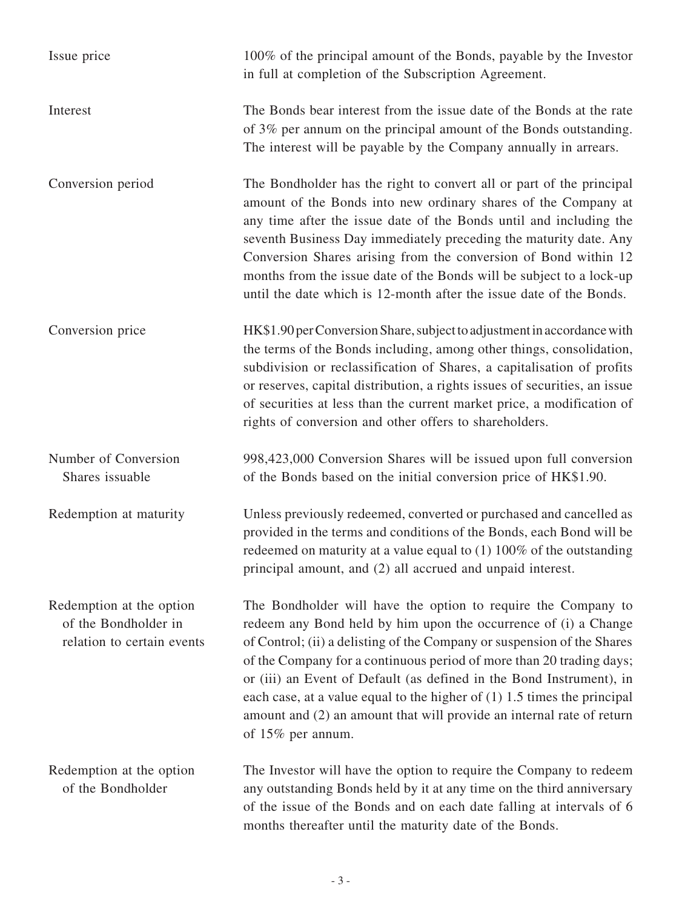| | |
|---|---|
| Issue price | 100% of the principal amount of the Bonds, payable by the Investor in full at completion of the Subscription Agreement. |
| Interest | The Bonds bear interest from the issue date of the Bonds at the rate of 3% per annum on the principal amount of the Bonds outstanding. The interest will be payable by the Company annually in arrears. |
| Conversion period | The Bondholder has the right to convert all or part of the principal amount of the Bonds into new ordinary shares of the Company at any time after the issue date of the Bonds until and including the seventh Business Day immediately preceding the maturity date. Any Conversion Shares arising from the conversion of Bond within 12 months from the issue date of the Bonds will be subject to a lock-up until the date which is 12-month after the issue date of the Bonds. |
| Conversion price | HK$1.90 per Conversion Share, subject to adjustment in accordance with the terms of the Bonds including, among other things, consolidation, subdivision or reclassification of Shares, a capitalisation of profits or reserves, capital distribution, a rights issues of securities, an issue of securities at less than the current market price, a modification of rights of conversion and other offers to shareholders. |
| Number of Conversion Shares issuable | 998,423,000 Conversion Shares will be issued upon full conversion of the Bonds based on the initial conversion price of HK$1.90. |
| Redemption at maturity | Unless previously redeemed, converted or purchased and cancelled as provided in the terms and conditions of the Bonds, each Bond will be redeemed on maturity at a value equal to (1) 100% of the outstanding principal amount, and (2) all accrued and unpaid interest. |
| Redemption at the option of the Bondholder in relation to certain events | The Bondholder will have the option to require the Company to redeem any Bond held by him upon the occurrence of (i) a Change of Control; (ii) a delisting of the Company or suspension of the Shares of the Company for a continuous period of more than 20 trading days; or (iii) an Event of Default (as defined in the Bond Instrument), in each case, at a value equal to the higher of (1) 1.5 times the principal amount and (2) an amount that will provide an internal rate of return of 15% per annum. |
| Redemption at the option of the Bondholder | The Investor will have the option to require the Company to redeem any outstanding Bonds held by it at any time on the third anniversary of the issue of the Bonds and on each date falling at intervals of 6 months thereafter until the maturity date of the Bonds. |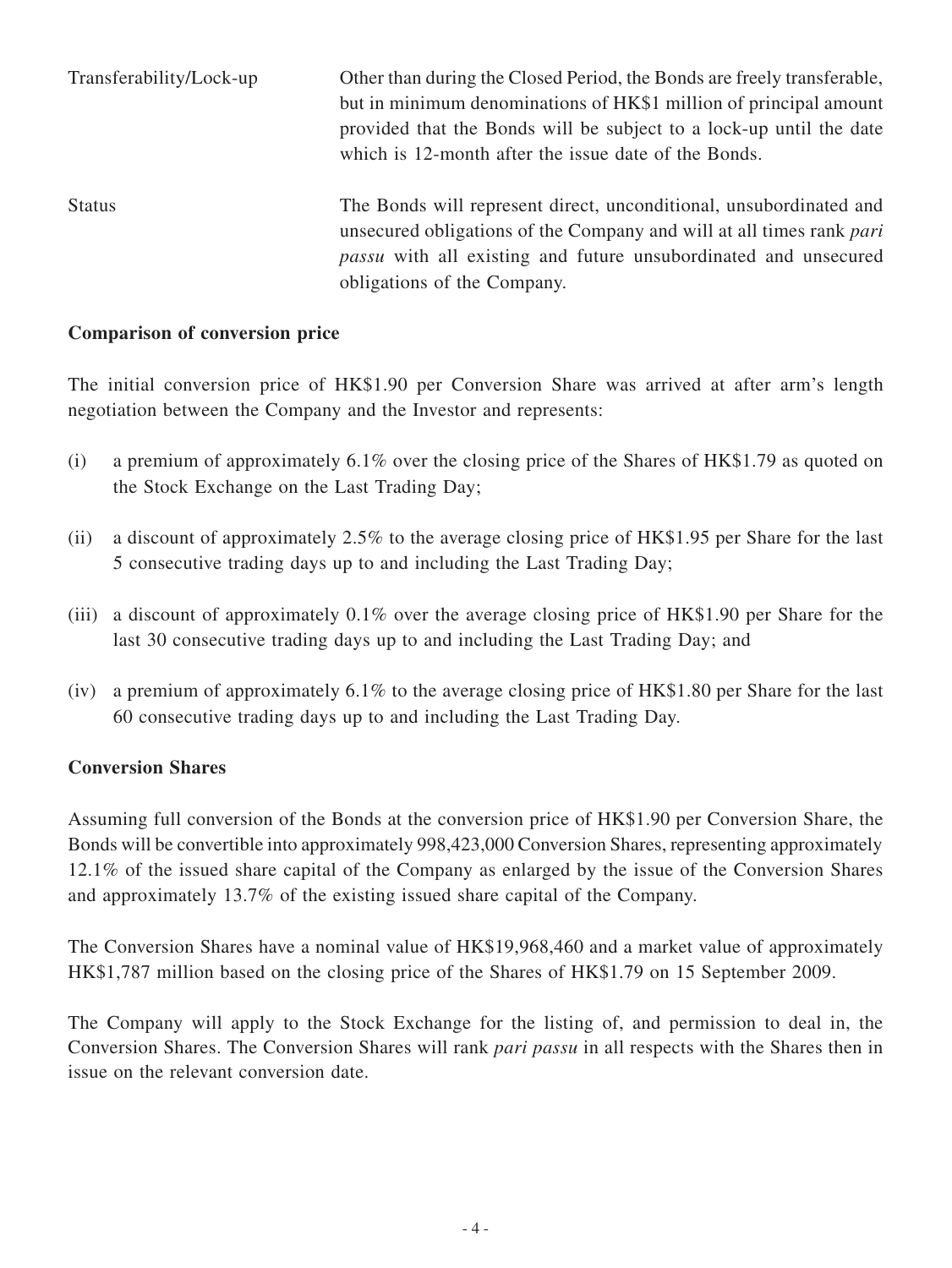| | |
|---|---|
| Transferability/Lock-up | Other than during the Closed Period, the Bonds are freely transferable, but in minimum denominations of HK$1 million of principal amount provided that the Bonds will be subject to a lock-up until the date which is 12-month after the issue date of the Bonds. |
| Status | The Bonds will represent direct, unconditional, unsubordinated and unsecured obligations of the Company and will at all times rank *pari passu* with all existing and future unsubordinated and unsecured obligations of the Company. |

**Comparison of conversion price**

The initial conversion price of HK$1.90 per Conversion Share was arrived at after arm's length negotiation between the Company and the Investor and represents:

(i) a premium of approximately 6.1% over the closing price of the Shares of HK$1.79 as quoted on the Stock Exchange on the Last Trading Day;

(ii) a discount of approximately 2.5% to the average closing price of HK$1.95 per Share for the last 5 consecutive trading days up to and including the Last Trading Day;

(iii) a discount of approximately 0.1% over the average closing price of HK$1.90 per Share for the last 30 consecutive trading days up to and including the Last Trading Day; and

(iv) a premium of approximately 6.1% to the average closing price of HK$1.80 per Share for the last 60 consecutive trading days up to and including the Last Trading Day.

**Conversion Shares**

Assuming full conversion of the Bonds at the conversion price of HK$1.90 per Conversion Share, the Bonds will be convertible into approximately 998,423,000 Conversion Shares, representing approximately 12.1% of the issued share capital of the Company as enlarged by the issue of the Conversion Shares and approximately 13.7% of the existing issued share capital of the Company.

The Conversion Shares have a nominal value of HK$19,968,460 and a market value of approximately HK$1,787 million based on the closing price of the Shares of HK$1.79 on 15 September 2009.

The Company will apply to the Stock Exchange for the listing of, and permission to deal in, the Conversion Shares. The Conversion Shares will rank *pari passu* in all respects with the Shares then in issue on the relevant conversion date.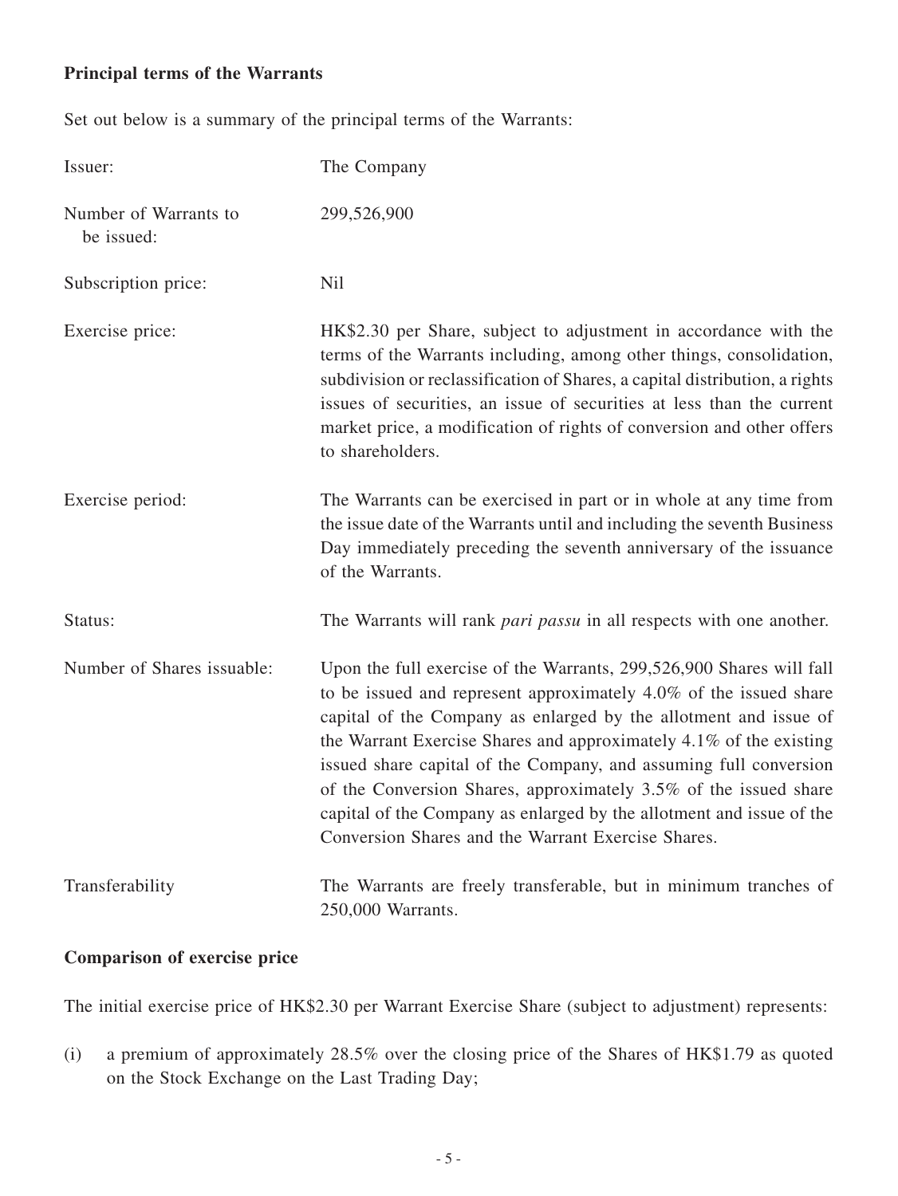**Principal terms of the Warrants**

Set out below is a summary of the principal terms of the Warrants:

| | |
|---|---|
| Issuer: | The Company |
| Number of Warrants to be issued: | 299,526,900 |
| Subscription price: | Nil |
| Exercise price: | HK$2.30 per Share, subject to adjustment in accordance with the terms of the Warrants including, among other things, consolidation, subdivision or reclassification of Shares, a capital distribution, a rights issues of securities, an issue of securities at less than the current market price, a modification of rights of conversion and other offers to shareholders. |
| Exercise period: | The Warrants can be exercised in part or in whole at any time from the issue date of the Warrants until and including the seventh Business Day immediately preceding the seventh anniversary of the issuance of the Warrants. |
| Status: | The Warrants will rank *pari passu* in all respects with one another. |
| Number of Shares issuable: | Upon the full exercise of the Warrants, 299,526,900 Shares will fall to be issued and represent approximately 4.0% of the issued share capital of the Company as enlarged by the allotment and issue of the Warrant Exercise Shares and approximately 4.1% of the existing issued share capital of the Company, and assuming full conversion of the Conversion Shares, approximately 3.5% of the issued share capital of the Company as enlarged by the allotment and issue of the Conversion Shares and the Warrant Exercise Shares. |
| Transferability | The Warrants are freely transferable, but in minimum tranches of 250,000 Warrants. |

**Comparison of exercise price**

The initial exercise price of HK$2.30 per Warrant Exercise Share (subject to adjustment) represents:

(i) a premium of approximately 28.5% over the closing price of the Shares of HK$1.79 as quoted on the Stock Exchange on the Last Trading Day;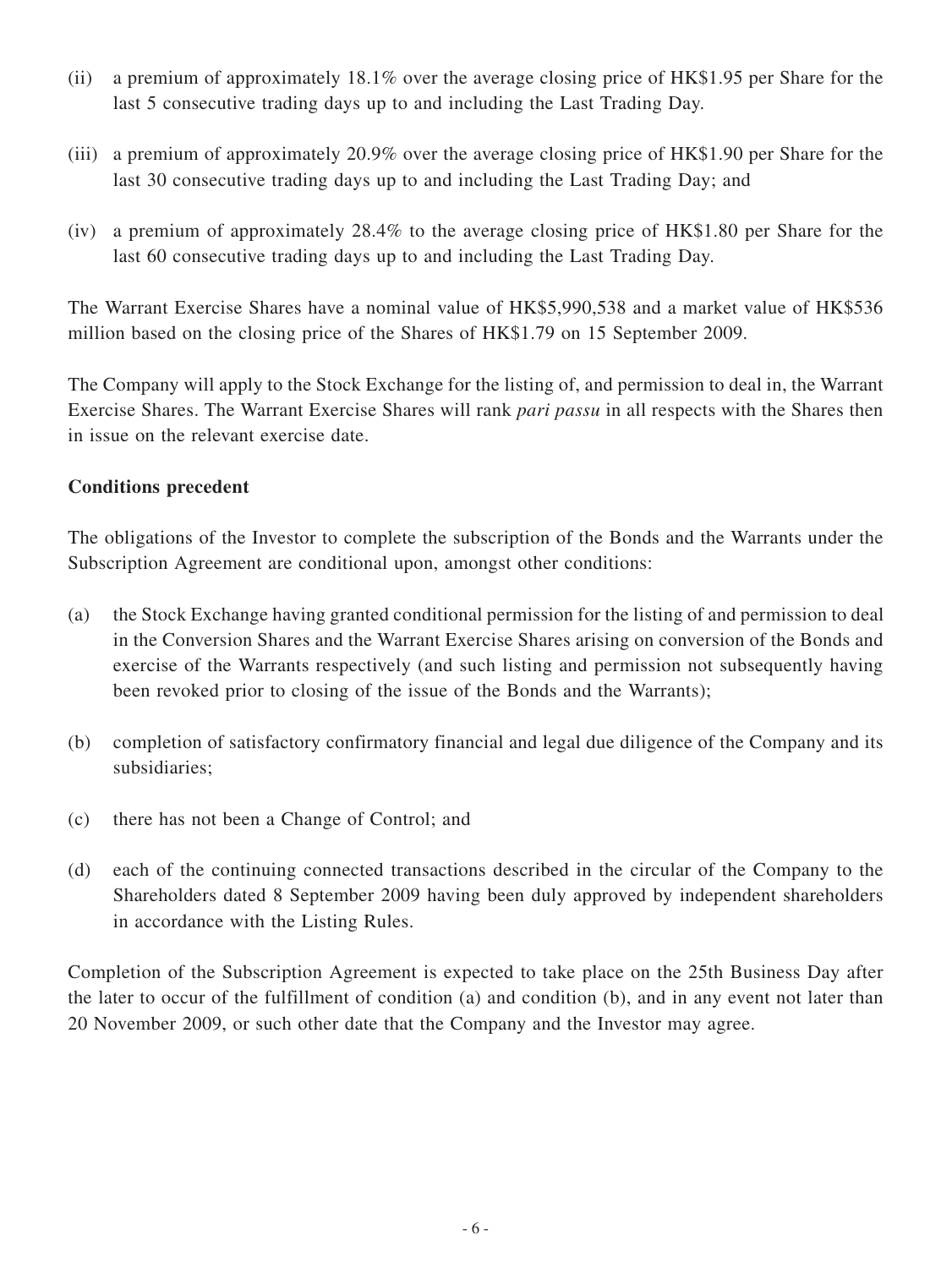(ii) a premium of approximately 18.1% over the average closing price of HK$1.95 per Share for the last 5 consecutive trading days up to and including the Last Trading Day.

(iii) a premium of approximately 20.9% over the average closing price of HK$1.90 per Share for the last 30 consecutive trading days up to and including the Last Trading Day; and

(iv) a premium of approximately 28.4% to the average closing price of HK$1.80 per Share for the last 60 consecutive trading days up to and including the Last Trading Day.

The Warrant Exercise Shares have a nominal value of HK$5,990,538 and a market value of HK$536 million based on the closing price of the Shares of HK$1.79 on 15 September 2009.

The Company will apply to the Stock Exchange for the listing of, and permission to deal in, the Warrant Exercise Shares. The Warrant Exercise Shares will rank *pari passu* in all respects with the Shares then in issue on the relevant exercise date.

**Conditions precedent**

The obligations of the Investor to complete the subscription of the Bonds and the Warrants under the Subscription Agreement are conditional upon, amongst other conditions:

(a) the Stock Exchange having granted conditional permission for the listing of and permission to deal in the Conversion Shares and the Warrant Exercise Shares arising on conversion of the Bonds and exercise of the Warrants respectively (and such listing and permission not subsequently having been revoked prior to closing of the issue of the Bonds and the Warrants);

(b) completion of satisfactory confirmatory financial and legal due diligence of the Company and its subsidiaries;

(c) there has not been a Change of Control; and

(d) each of the continuing connected transactions described in the circular of the Company to the Shareholders dated 8 September 2009 having been duly approved by independent shareholders in accordance with the Listing Rules.

Completion of the Subscription Agreement is expected to take place on the 25th Business Day after the later to occur of the fulfillment of condition (a) and condition (b), and in any event not later than 20 November 2009, or such other date that the Company and the Investor may agree.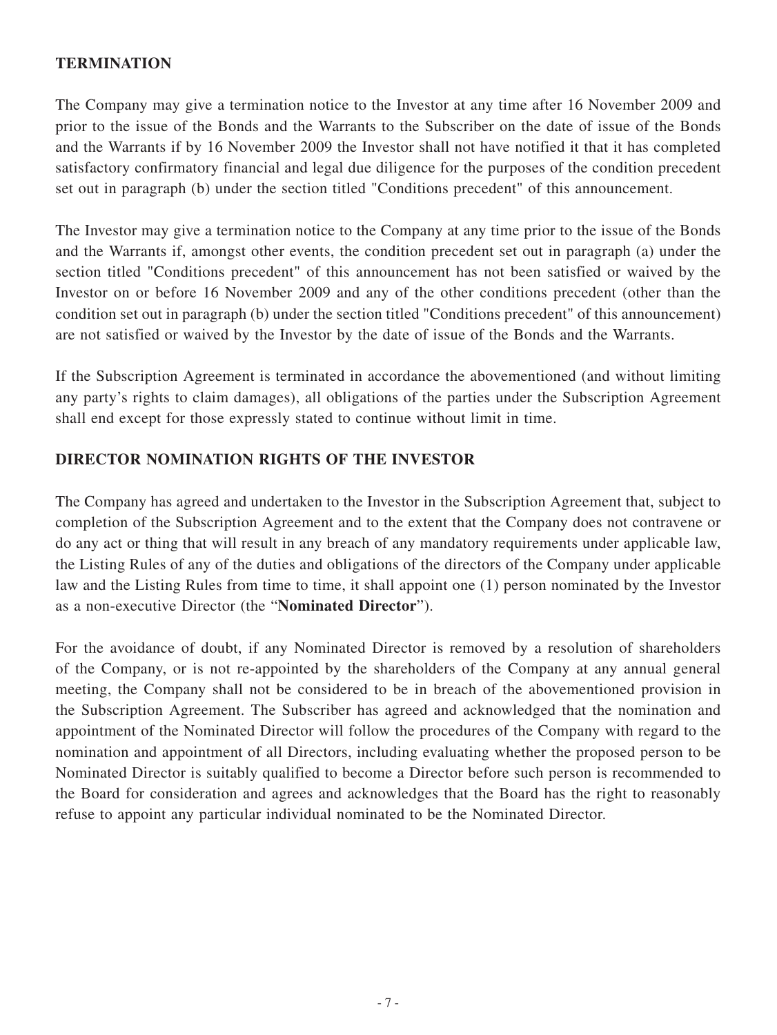## TERMINATION

The Company may give a termination notice to the Investor at any time after 16 November 2009 and prior to the issue of the Bonds and the Warrants to the Subscriber on the date of issue of the Bonds and the Warrants if by 16 November 2009 the Investor shall not have notified it that it has completed satisfactory confirmatory financial and legal due diligence for the purposes of the condition precedent set out in paragraph (b) under the section titled "Conditions precedent" of this announcement.

The Investor may give a termination notice to the Company at any time prior to the issue of the Bonds and the Warrants if, amongst other events, the condition precedent set out in paragraph (a) under the section titled "Conditions precedent" of this announcement has not been satisfied or waived by the Investor on or before 16 November 2009 and any of the other conditions precedent (other than the condition set out in paragraph (b) under the section titled "Conditions precedent" of this announcement) are not satisfied or waived by the Investor by the date of issue of the Bonds and the Warrants.

If the Subscription Agreement is terminated in accordance the abovementioned (and without limiting any party's rights to claim damages), all obligations of the parties under the Subscription Agreement shall end except for those expressly stated to continue without limit in time.

## DIRECTOR NOMINATION RIGHTS OF THE INVESTOR

The Company has agreed and undertaken to the Investor in the Subscription Agreement that, subject to completion of the Subscription Agreement and to the extent that the Company does not contravene or do any act or thing that will result in any breach of any mandatory requirements under applicable law, the Listing Rules of any of the duties and obligations of the directors of the Company under applicable law and the Listing Rules from time to time, it shall appoint one (1) person nominated by the Investor as a non-executive Director (the "**Nominated Director**").

For the avoidance of doubt, if any Nominated Director is removed by a resolution of shareholders of the Company, or is not re-appointed by the shareholders of the Company at any annual general meeting, the Company shall not be considered to be in breach of the abovementioned provision in the Subscription Agreement. The Subscriber has agreed and acknowledged that the nomination and appointment of the Nominated Director will follow the procedures of the Company with regard to the nomination and appointment of all Directors, including evaluating whether the proposed person to be Nominated Director is suitably qualified to become a Director before such person is recommended to the Board for consideration and agrees and acknowledges that the Board has the right to reasonably refuse to appoint any particular individual nominated to be the Nominated Director.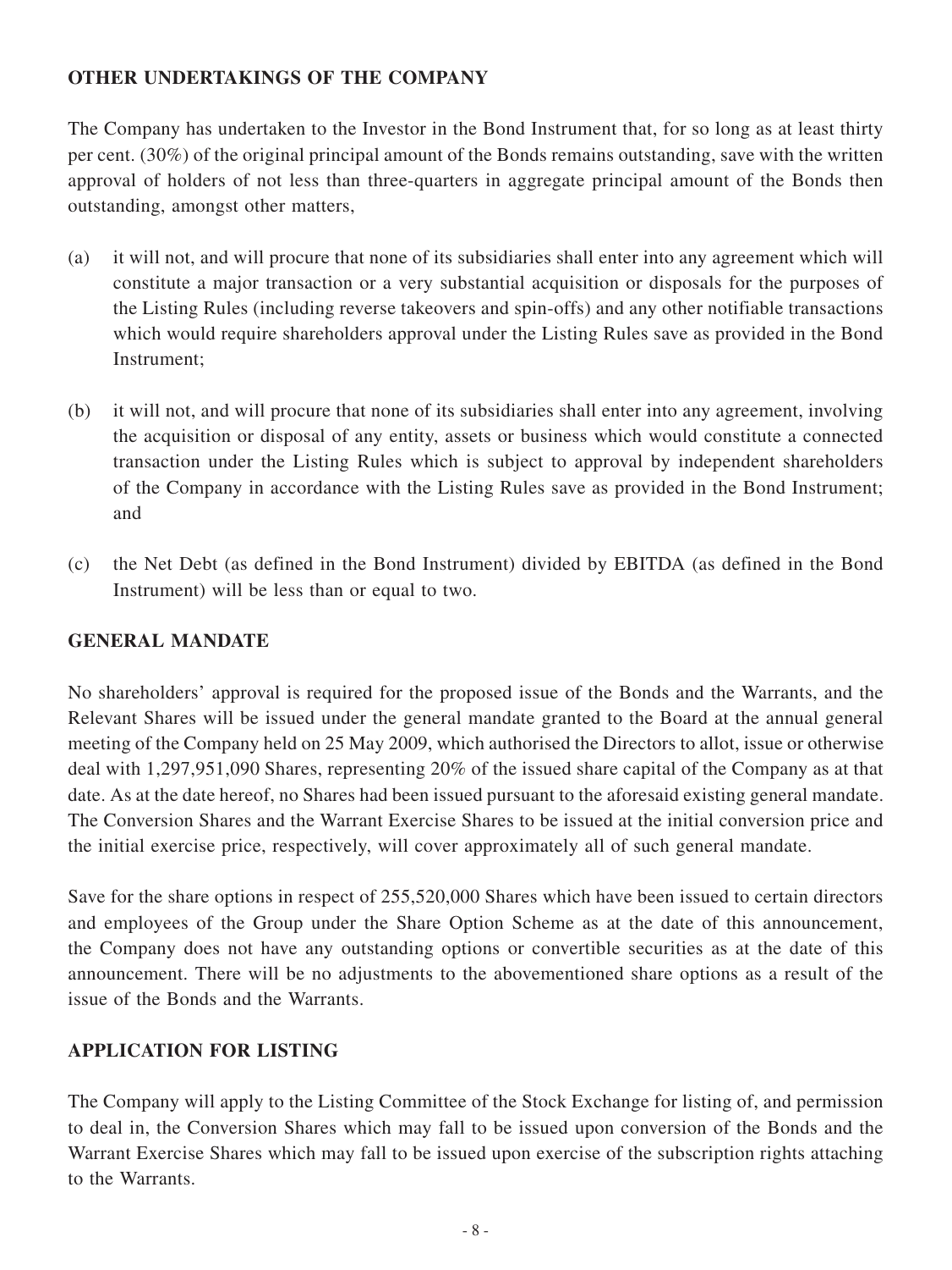## OTHER UNDERTAKINGS OF THE COMPANY

The Company has undertaken to the Investor in the Bond Instrument that, for so long as at least thirty per cent. (30%) of the original principal amount of the Bonds remains outstanding, save with the written approval of holders of not less than three-quarters in aggregate principal amount of the Bonds then outstanding, amongst other matters,

(a) it will not, and will procure that none of its subsidiaries shall enter into any agreement which will constitute a major transaction or a very substantial acquisition or disposals for the purposes of the Listing Rules (including reverse takeovers and spin-offs) and any other notifiable transactions which would require shareholders approval under the Listing Rules save as provided in the Bond Instrument;

(b) it will not, and will procure that none of its subsidiaries shall enter into any agreement, involving the acquisition or disposal of any entity, assets or business which would constitute a connected transaction under the Listing Rules which is subject to approval by independent shareholders of the Company in accordance with the Listing Rules save as provided in the Bond Instrument; and

(c) the Net Debt (as defined in the Bond Instrument) divided by EBITDA (as defined in the Bond Instrument) will be less than or equal to two.

## GENERAL MANDATE

No shareholders' approval is required for the proposed issue of the Bonds and the Warrants, and the Relevant Shares will be issued under the general mandate granted to the Board at the annual general meeting of the Company held on 25 May 2009, which authorised the Directors to allot, issue or otherwise deal with 1,297,951,090 Shares, representing 20% of the issued share capital of the Company as at that date. As at the date hereof, no Shares had been issued pursuant to the aforesaid existing general mandate. The Conversion Shares and the Warrant Exercise Shares to be issued at the initial conversion price and the initial exercise price, respectively, will cover approximately all of such general mandate.

Save for the share options in respect of 255,520,000 Shares which have been issued to certain directors and employees of the Group under the Share Option Scheme as at the date of this announcement, the Company does not have any outstanding options or convertible securities as at the date of this announcement. There will be no adjustments to the abovementioned share options as a result of the issue of the Bonds and the Warrants.

## APPLICATION FOR LISTING

The Company will apply to the Listing Committee of the Stock Exchange for listing of, and permission to deal in, the Conversion Shares which may fall to be issued upon conversion of the Bonds and the Warrant Exercise Shares which may fall to be issued upon exercise of the subscription rights attaching to the Warrants.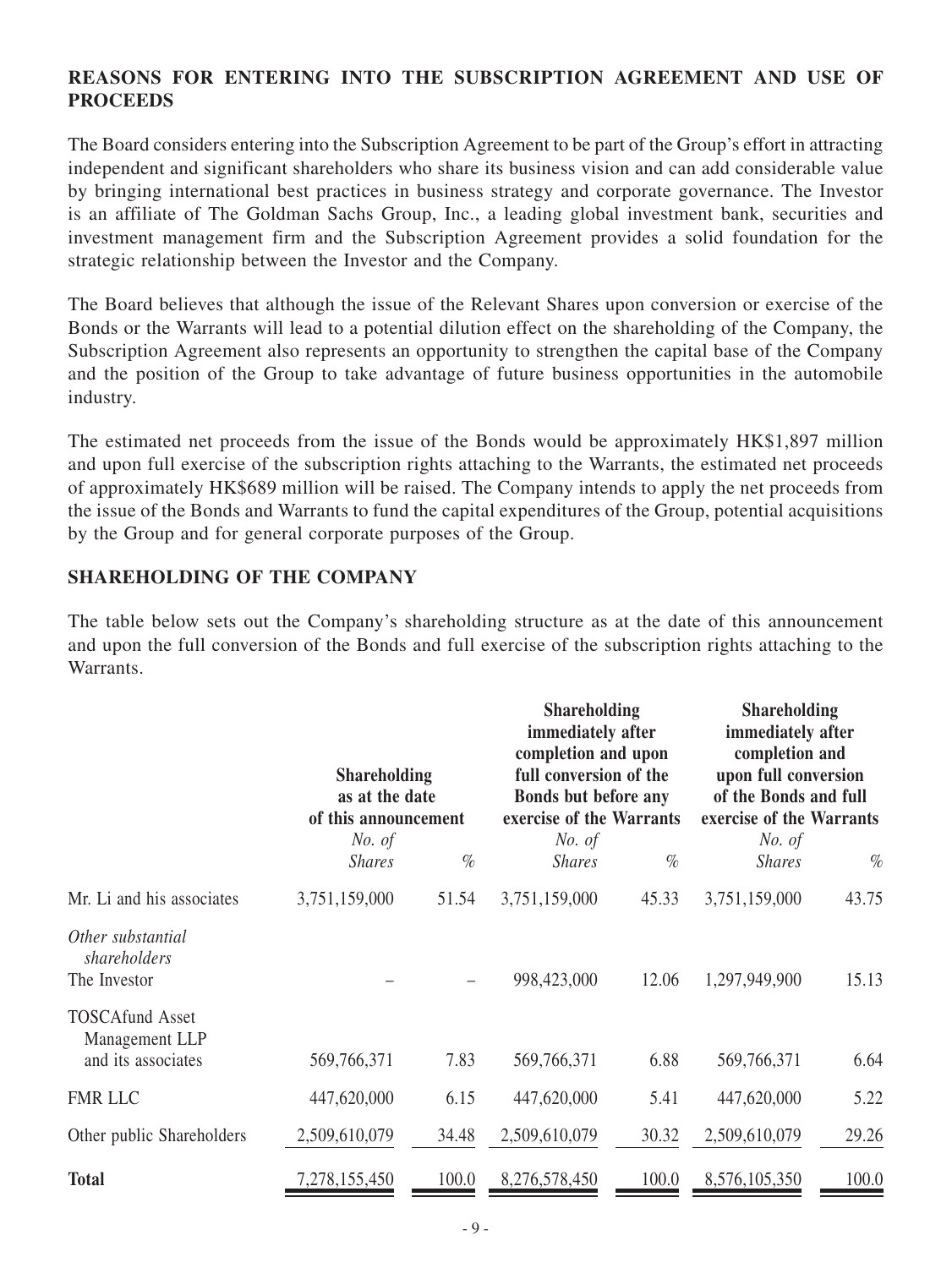## REASONS FOR ENTERING INTO THE SUBSCRIPTION AGREEMENT AND USE OF PROCEEDS

The Board considers entering into the Subscription Agreement to be part of the Group's effort in attracting independent and significant shareholders who share its business vision and can add considerable value by bringing international best practices in business strategy and corporate governance. The Investor is an affiliate of The Goldman Sachs Group, Inc., a leading global investment bank, securities and investment management firm and the Subscription Agreement provides a solid foundation for the strategic relationship between the Investor and the Company.

The Board believes that although the issue of the Relevant Shares upon conversion or exercise of the Bonds or the Warrants will lead to a potential dilution effect on the shareholding of the Company, the Subscription Agreement also represents an opportunity to strengthen the capital base of the Company and the position of the Group to take advantage of future business opportunities in the automobile industry.

The estimated net proceeds from the issue of the Bonds would be approximately HK$1,897 million and upon full exercise of the subscription rights attaching to the Warrants, the estimated net proceeds of approximately HK$689 million will be raised. The Company intends to apply the net proceeds from the issue of the Bonds and Warrants to fund the capital expenditures of the Group, potential acquisitions by the Group and for general corporate purposes of the Group.

## SHAREHOLDING OF THE COMPANY

The table below sets out the Company's shareholding structure as at the date of this announcement and upon the full conversion of the Bonds and full exercise of the subscription rights attaching to the Warrants.

| | **Shareholding as at the date of this announcement** | | **Shareholding immediately after completion and upon full conversion of the Bonds but before any exercise of the Warrants** | | **Shareholding immediately after completion and upon full conversion of the Bonds and full exercise of the Warrants** | |
|---|---|---|---|---|---|---|
| | *No. of Shares* | *%* | *No. of Shares* | *%* | *No. of Shares* | *%* |
| Mr. Li and his associates | 3,751,159,000 | 51.54 | 3,751,159,000 | 45.33 | 3,751,159,000 | 43.75 |
| *Other substantial shareholders* | | | | | | |
| The Investor | – | – | 998,423,000 | 12.06 | 1,297,949,900 | 15.13 |
| TOSCAfund Asset Management LLP and its associates | 569,766,371 | 7.83 | 569,766,371 | 6.88 | 569,766,371 | 6.64 |
| FMR LLC | 447,620,000 | 6.15 | 447,620,000 | 5.41 | 447,620,000 | 5.22 |
| Other public Shareholders | 2,509,610,079 | 34.48 | 2,509,610,079 | 30.32 | 2,509,610,079 | 29.26 |
| **Total** | 7,278,155,450 | 100.0 | 8,276,578,450 | 100.0 | 8,576,105,350 | 100.0 |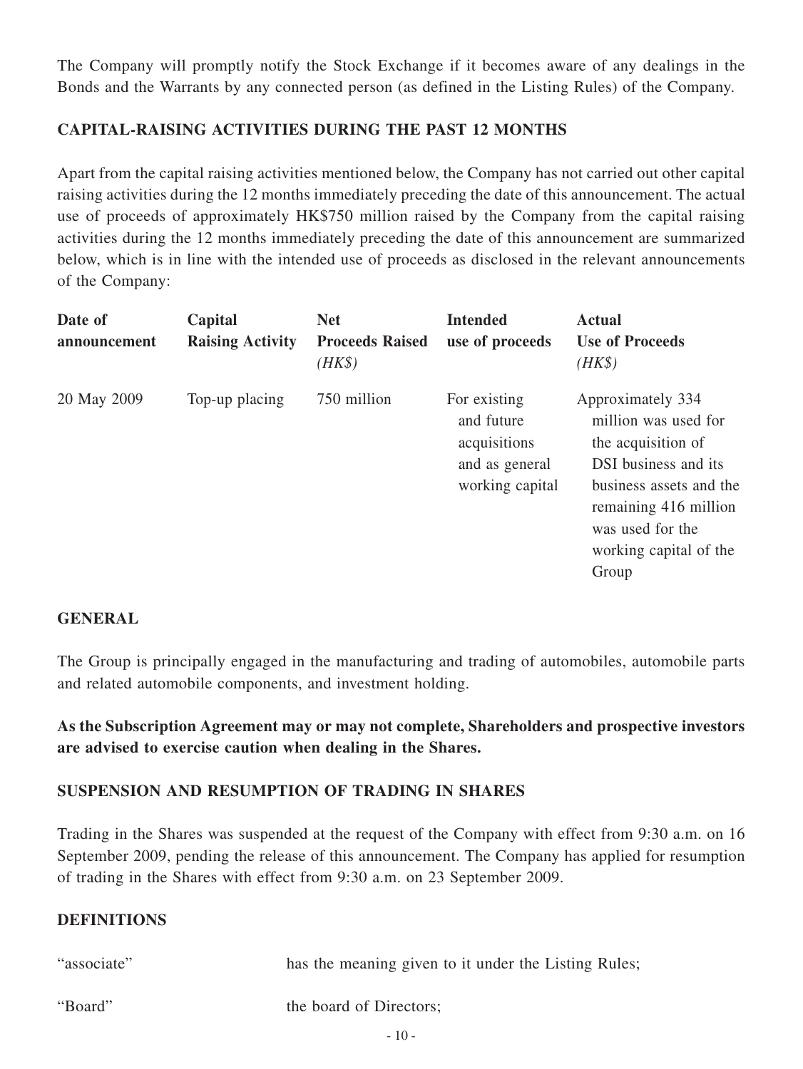The Company will promptly notify the Stock Exchange if it becomes aware of any dealings in the Bonds and the Warrants by any connected person (as defined in the Listing Rules) of the Company.

## CAPITAL-RAISING ACTIVITIES DURING THE PAST 12 MONTHS

Apart from the capital raising activities mentioned below, the Company has not carried out other capital raising activities during the 12 months immediately preceding the date of this announcement. The actual use of proceeds of approximately HK$750 million raised by the Company from the capital raising activities during the 12 months immediately preceding the date of this announcement are summarized below, which is in line with the intended use of proceeds as disclosed in the relevant announcements of the Company:

| Date of announcement | Capital Raising Activity | Net Proceeds Raised *(HK$)* | Intended use of proceeds | Actual Use of Proceeds *(HK$)* |
|---|---|---|---|---|
| 20 May 2009 | Top-up placing | 750 million | For existing and future acquisitions and as general working capital | Approximately 334 million was used for the acquisition of DSI business and its business assets and the remaining 416 million was used for the working capital of the Group |

## GENERAL

The Group is principally engaged in the manufacturing and trading of automobiles, automobile parts and related automobile components, and investment holding.

**As the Subscription Agreement may or may not complete, Shareholders and prospective investors are advised to exercise caution when dealing in the Shares.**

## SUSPENSION AND RESUMPTION OF TRADING IN SHARES

Trading in the Shares was suspended at the request of the Company with effect from 9:30 a.m. on 16 September 2009, pending the release of this announcement. The Company has applied for resumption of trading in the Shares with effect from 9:30 a.m. on 23 September 2009.

## DEFINITIONS

| | |
|---|---|
| "associate" | has the meaning given to it under the Listing Rules; |
| "Board" | the board of Directors; |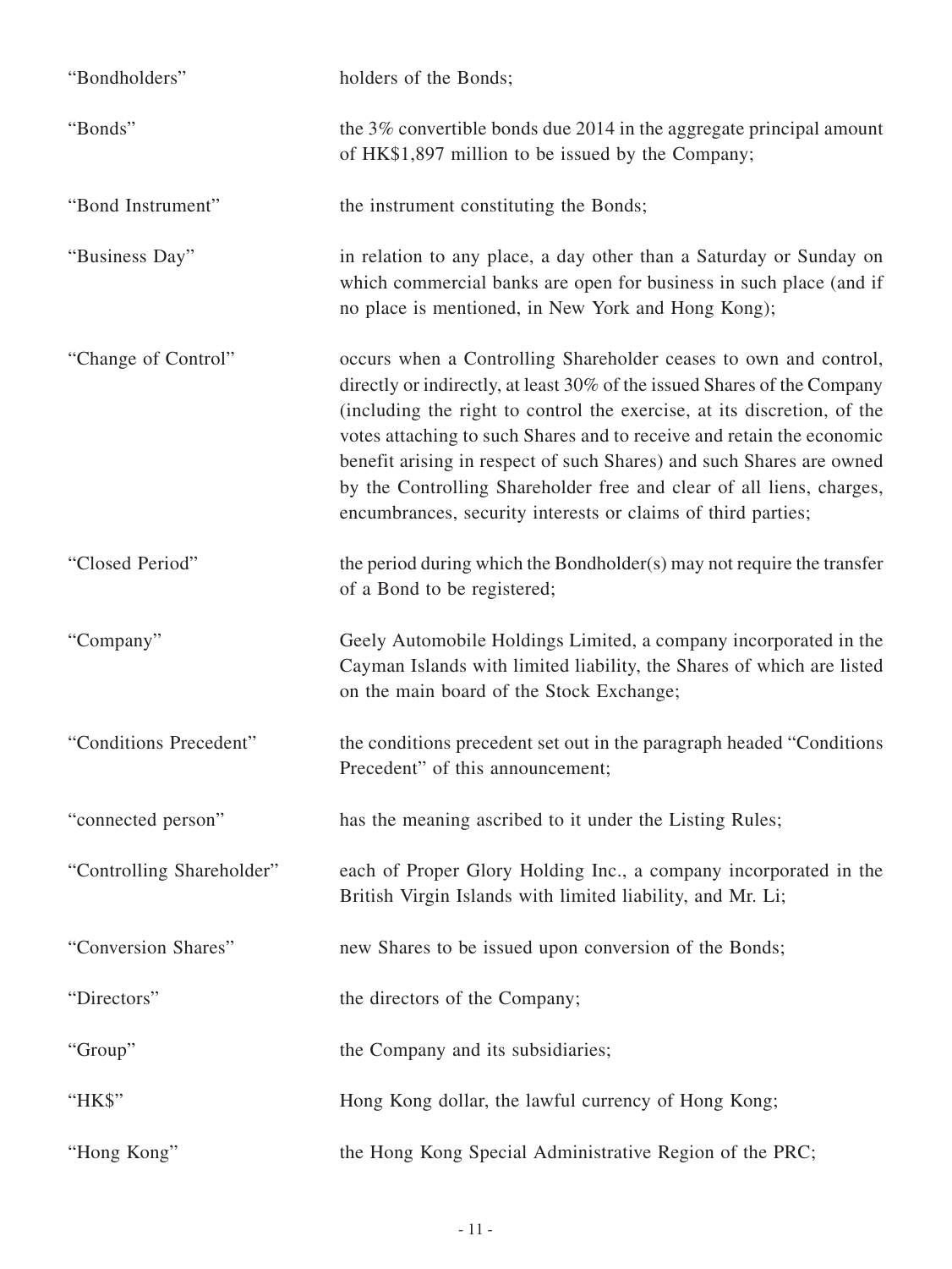| | |
|---|---|
| "Bondholders" | holders of the Bonds; |
| "Bonds" | the 3% convertible bonds due 2014 in the aggregate principal amount of HK$1,897 million to be issued by the Company; |
| "Bond Instrument" | the instrument constituting the Bonds; |
| "Business Day" | in relation to any place, a day other than a Saturday or Sunday on which commercial banks are open for business in such place (and if no place is mentioned, in New York and Hong Kong); |
| "Change of Control" | occurs when a Controlling Shareholder ceases to own and control, directly or indirectly, at least 30% of the issued Shares of the Company (including the right to control the exercise, at its discretion, of the votes attaching to such Shares and to receive and retain the economic benefit arising in respect of such Shares) and such Shares are owned by the Controlling Shareholder free and clear of all liens, charges, encumbrances, security interests or claims of third parties; |
| "Closed Period" | the period during which the Bondholder(s) may not require the transfer of a Bond to be registered; |
| "Company" | Geely Automobile Holdings Limited, a company incorporated in the Cayman Islands with limited liability, the Shares of which are listed on the main board of the Stock Exchange; |
| "Conditions Precedent" | the conditions precedent set out in the paragraph headed "Conditions Precedent" of this announcement; |
| "connected person" | has the meaning ascribed to it under the Listing Rules; |
| "Controlling Shareholder" | each of Proper Glory Holding Inc., a company incorporated in the British Virgin Islands with limited liability, and Mr. Li; |
| "Conversion Shares" | new Shares to be issued upon conversion of the Bonds; |
| "Directors" | the directors of the Company; |
| "Group" | the Company and its subsidiaries; |
| "HK$" | Hong Kong dollar, the lawful currency of Hong Kong; |
| "Hong Kong" | the Hong Kong Special Administrative Region of the PRC; |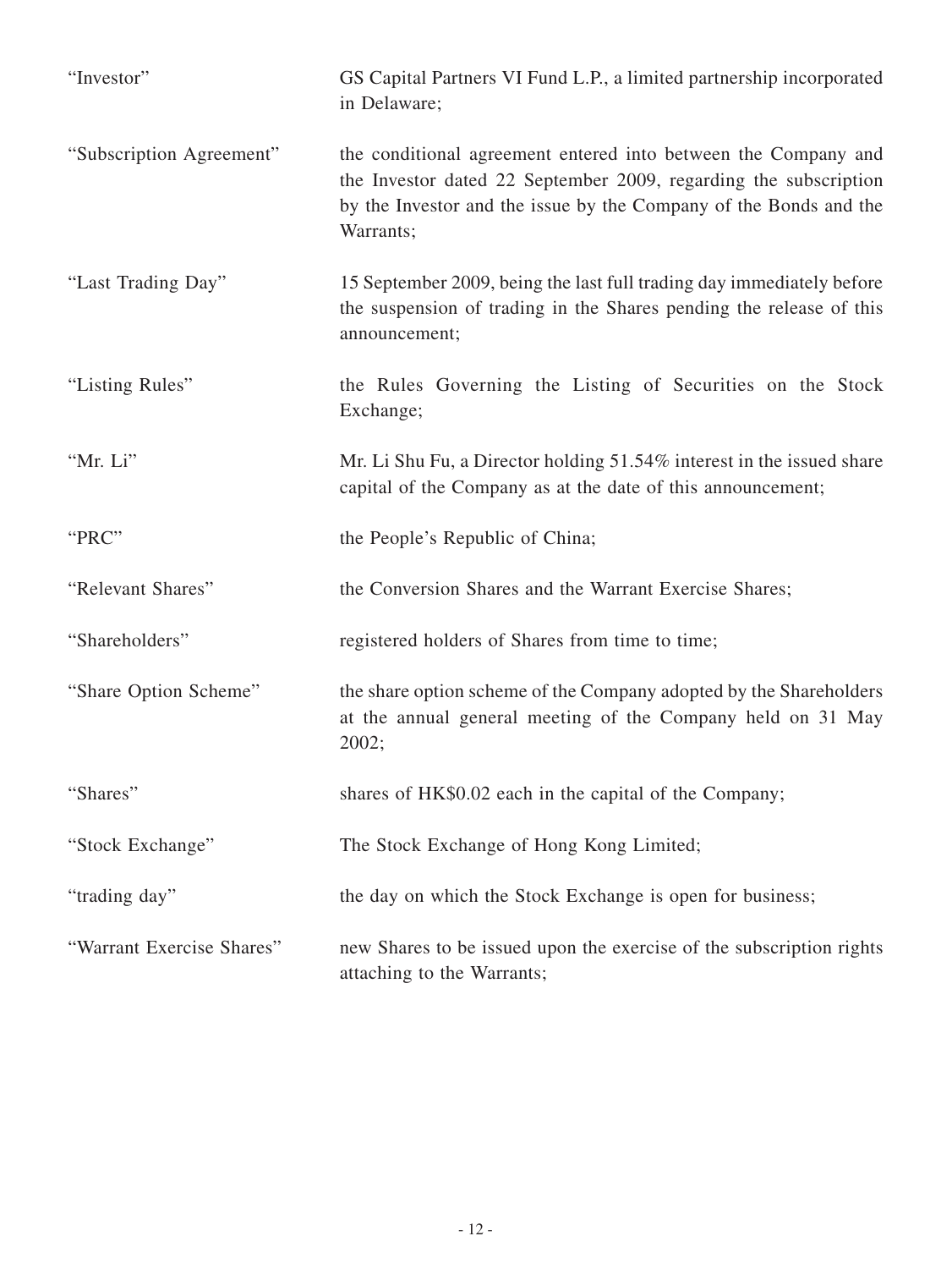| | |
|---|---|
| "Investor" | GS Capital Partners VI Fund L.P., a limited partnership incorporated in Delaware; |
| "Subscription Agreement" | the conditional agreement entered into between the Company and the Investor dated 22 September 2009, regarding the subscription by the Investor and the issue by the Company of the Bonds and the Warrants; |
| "Last Trading Day" | 15 September 2009, being the last full trading day immediately before the suspension of trading in the Shares pending the release of this announcement; |
| "Listing Rules" | the Rules Governing the Listing of Securities on the Stock Exchange; |
| "Mr. Li" | Mr. Li Shu Fu, a Director holding 51.54% interest in the issued share capital of the Company as at the date of this announcement; |
| "PRC" | the People's Republic of China; |
| "Relevant Shares" | the Conversion Shares and the Warrant Exercise Shares; |
| "Shareholders" | registered holders of Shares from time to time; |
| "Share Option Scheme" | the share option scheme of the Company adopted by the Shareholders at the annual general meeting of the Company held on 31 May 2002; |
| "Shares" | shares of HK$0.02 each in the capital of the Company; |
| "Stock Exchange" | The Stock Exchange of Hong Kong Limited; |
| "trading day" | the day on which the Stock Exchange is open for business; |
| "Warrant Exercise Shares" | new Shares to be issued upon the exercise of the subscription rights attaching to the Warrants; |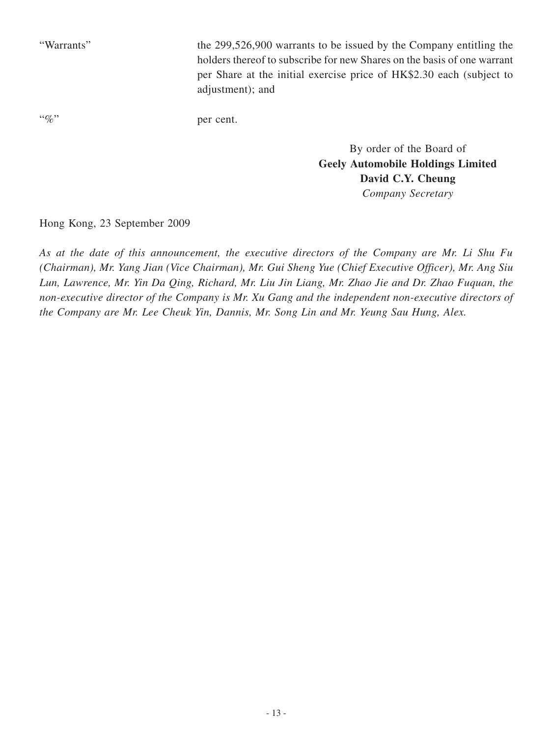| | |
|---|---|
| "Warrants" | the 299,526,900 warrants to be issued by the Company entitling the holders thereof to subscribe for new Shares on the basis of one warrant per Share at the initial exercise price of HK$2.30 each (subject to adjustment); and |
| "%" | per cent. |

By order of the Board of
**Geely Automobile Holdings Limited**
**David C.Y. Cheung**
*Company Secretary*

Hong Kong, 23 September 2009

*As at the date of this announcement, the executive directors of the Company are Mr. Li Shu Fu (Chairman), Mr. Yang Jian (Vice Chairman), Mr. Gui Sheng Yue (Chief Executive Officer), Mr. Ang Siu Lun, Lawrence, Mr. Yin Da Qing, Richard, Mr. Liu Jin Liang, Mr. Zhao Jie and Dr. Zhao Fuquan, the non-executive director of the Company is Mr. Xu Gang and the independent non-executive directors of the Company are Mr. Lee Cheuk Yin, Dannis, Mr. Song Lin and Mr. Yeung Sau Hung, Alex.*